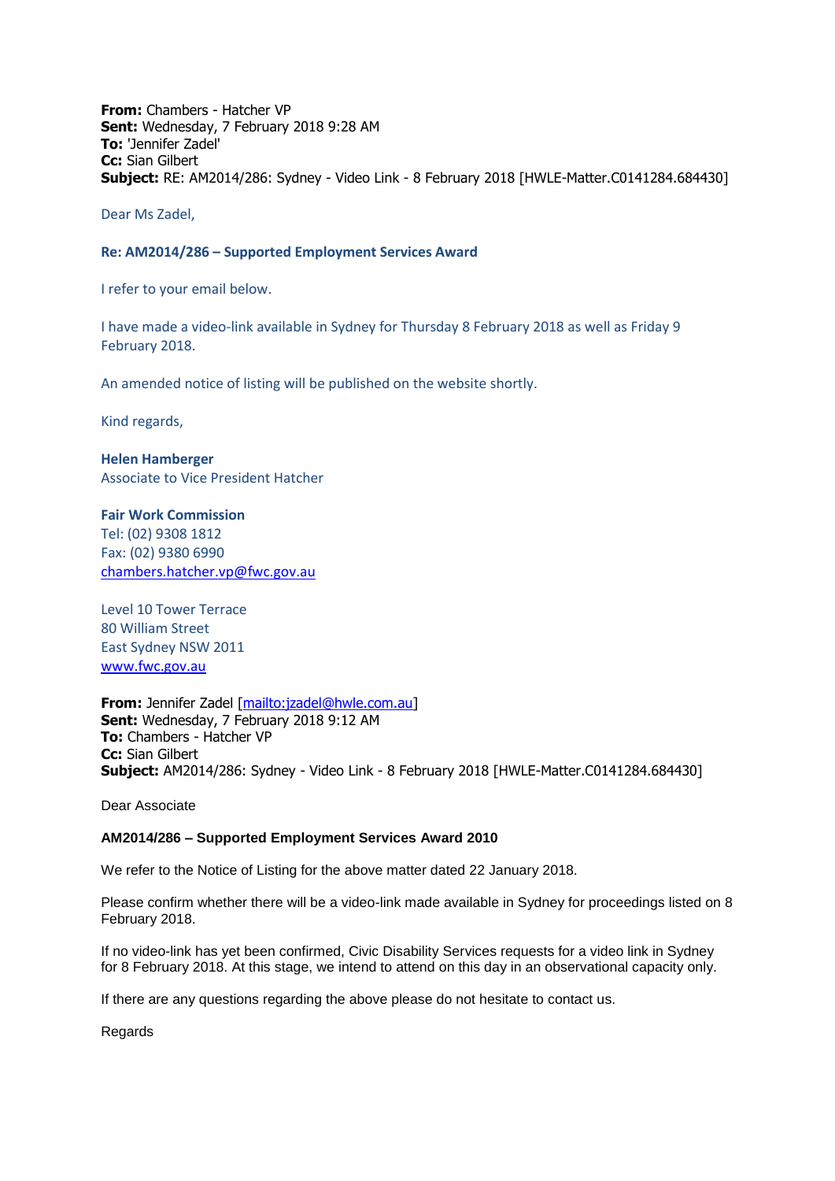**From:** Chambers - Hatcher VP
**Sent:** Wednesday, 7 February 2018 9:28 AM
**To:** 'Jennifer Zadel'
**Cc:** Sian Gilbert
**Subject:** RE: AM2014/286: Sydney - Video Link - 8 February 2018 [HWLE-Matter.C0141284.684430]

Dear Ms Zadel,

**Re: AM2014/286 – Supported Employment Services Award**

I refer to your email below.

I have made a video-link available in Sydney for Thursday 8 February 2018 as well as Friday 9 February 2018.

An amended notice of listing will be published on the website shortly.

Kind regards,

**Helen Hamberger**
Associate to Vice President Hatcher

**Fair Work Commission**
Tel: (02) 9308 1812
Fax: (02) 9380 6990
chambers.hatcher.vp@fwc.gov.au

Level 10 Tower Terrace
80 William Street
East Sydney NSW 2011
www.fwc.gov.au

**From:** Jennifer Zadel [mailto:jzadel@hwle.com.au]
**Sent:** Wednesday, 7 February 2018 9:12 AM
**To:** Chambers - Hatcher VP
**Cc:** Sian Gilbert
**Subject:** AM2014/286: Sydney - Video Link - 8 February 2018 [HWLE-Matter.C0141284.684430]

Dear Associate

**AM2014/286 – Supported Employment Services Award 2010**

We refer to the Notice of Listing for the above matter dated 22 January 2018.

Please confirm whether there will be a video-link made available in Sydney for proceedings listed on 8 February 2018.

If no video-link has yet been confirmed, Civic Disability Services requests for a video link in Sydney for 8 February 2018. At this stage, we intend to attend on this day in an observational capacity only.

If there are any questions regarding the above please do not hesitate to contact us.

Regards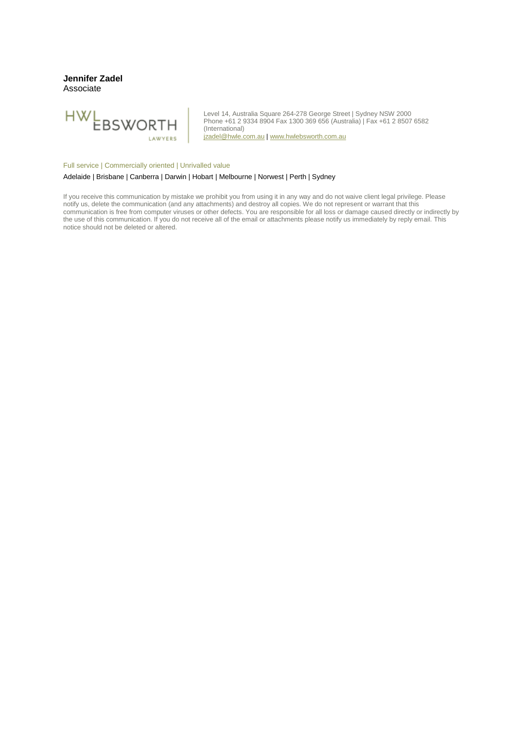**Jennifer Zadel**
Associate

HWL EBSWORTH LAWYERS

Level 14, Australia Square 264-278 George Street | Sydney NSW 2000
Phone +61 2 9334 8904 Fax 1300 369 656 (Australia) | Fax +61 2 8507 6582 (International)
jzadel@hwle.com.au | www.hwlebsworth.com.au

Full service | Commercially oriented | Unrivalled value

Adelaide | Brisbane | Canberra | Darwin | Hobart | Melbourne | Norwest | Perth | Sydney

If you receive this communication by mistake we prohibit you from using it in any way and do not waive client legal privilege. Please notify us, delete the communication (and any attachments) and destroy all copies. We do not represent or warrant that this communication is free from computer viruses or other defects. You are responsible for all loss or damage caused directly or indirectly by the use of this communication. If you do not receive all of the email or attachments please notify us immediately by reply email. This notice should not be deleted or altered.